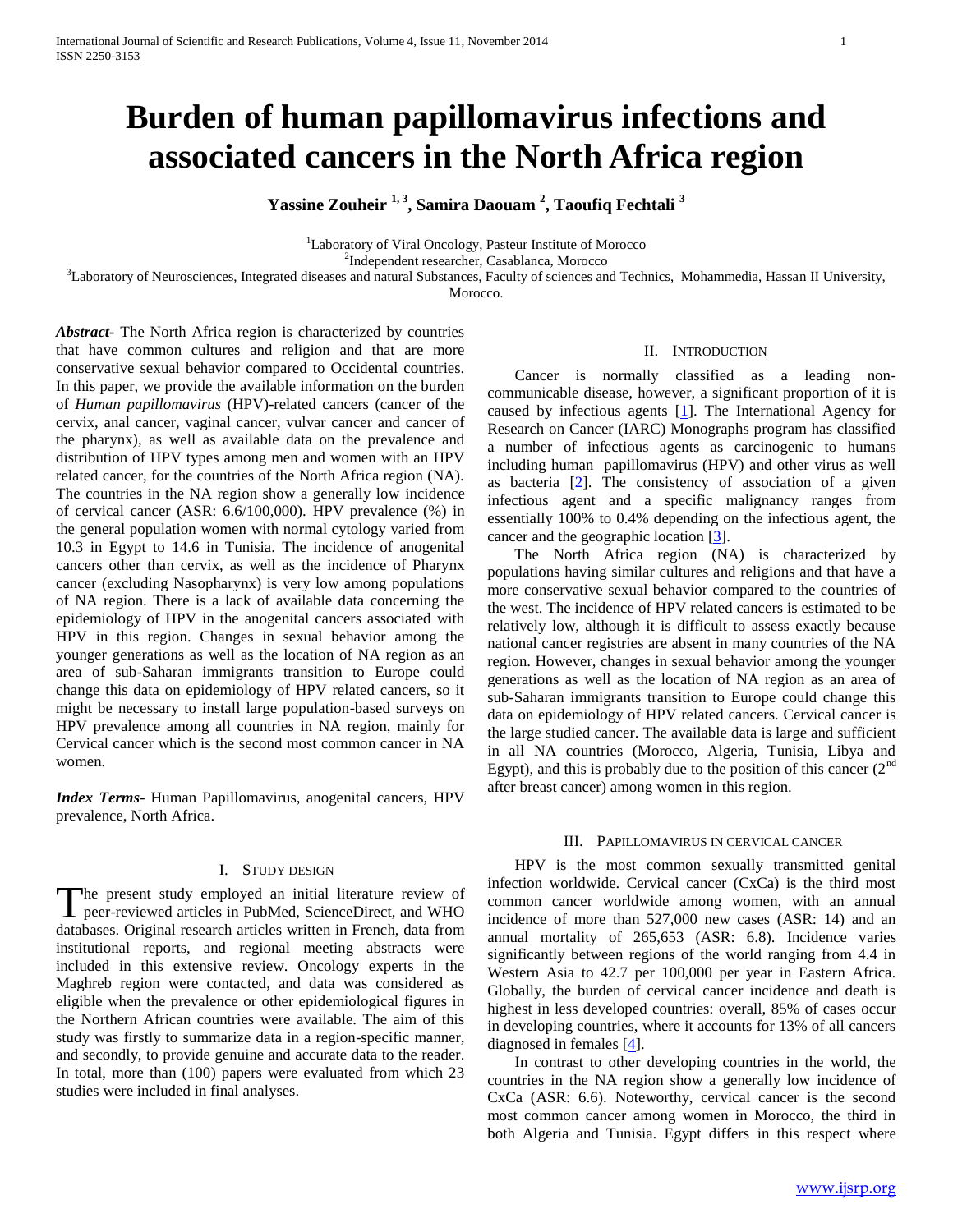# Burden of human papillomavirus infections and associated cancers in the North Africa region

**Yassine Zouheir [1, 3], Samira Daouam [2], Taoufiq Fechtali [3]**

[1]Laboratory of Viral Oncology, Pasteur Institute of Morocco
[2]Independent researcher, Casablanca, Morocco
[3]Laboratory of Neurosciences, Integrated diseases and natural Substances, Faculty of sciences and Technics, Mohammedia, Hassan II University, Morocco.

***Abstract***- The North Africa region is characterized by countries that have common cultures and religion and that are more conservative sexual behavior compared to Occidental countries. In this paper, we provide the available information on the burden of *Human papillomavirus* (HPV)-related cancers (cancer of the cervix, anal cancer, vaginal cancer, vulvar cancer and cancer of the pharynx), as well as available data on the prevalence and distribution of HPV types among men and women with an HPV related cancer, for the countries of the North Africa region (NA). The countries in the NA region show a generally low incidence of cervical cancer (ASR: 6.6/100,000). HPV prevalence (%) in the general population women with normal cytology varied from 10.3 in Egypt to 14.6 in Tunisia. The incidence of anogenital cancers other than cervix, as well as the incidence of Pharynx cancer (excluding Nasopharynx) is very low among populations of NA region. There is a lack of available data concerning the epidemiology of HPV in the anogenital cancers associated with HPV in this region. Changes in sexual behavior among the younger generations as well as the location of NA region as an area of sub-Saharan immigrants transition to Europe could change this data on epidemiology of HPV related cancers, so it might be necessary to install large population-based surveys on HPV prevalence among all countries in NA region, mainly for Cervical cancer which is the second most common cancer in NA women.

***Index Terms***- Human Papillomavirus, anogenital cancers, HPV prevalence, North Africa.

## I. Study Design

The present study employed an initial literature review of peer-reviewed articles in PubMed, ScienceDirect, and WHO databases. Original research articles written in French, data from institutional reports, and regional meeting abstracts were included in this extensive review. Oncology experts in the Maghreb region were contacted, and data was considered as eligible when the prevalence or other epidemiological figures in the Northern African countries were available. The aim of this study was firstly to summarize data in a region-specific manner, and secondly, to provide genuine and accurate data to the reader. In total, more than (100) papers were evaluated from which 23 studies were included in final analyses.

## II. Introduction

Cancer is normally classified as a leading non-communicable disease, however, a significant proportion of it is caused by infectious agents [1]. The International Agency for Research on Cancer (IARC) Monographs program has classified a number of infectious agents as carcinogenic to humans including human papillomavirus (HPV) and other virus as well as bacteria [2]. The consistency of association of a given infectious agent and a specific malignancy ranges from essentially 100% to 0.4% depending on the infectious agent, the cancer and the geographic location [3].

The North Africa region (NA) is characterized by populations having similar cultures and religions and that have a more conservative sexual behavior compared to the countries of the west. The incidence of HPV related cancers is estimated to be relatively low, although it is difficult to assess exactly because national cancer registries are absent in many countries of the NA region. However, changes in sexual behavior among the younger generations as well as the location of NA region as an area of sub-Saharan immigrants transition to Europe could change this data on epidemiology of HPV related cancers. Cervical cancer is the large studied cancer. The available data is large and sufficient in all NA countries (Morocco, Algeria, Tunisia, Libya and Egypt), and this is probably due to the position of this cancer (2$^{nd}$ after breast cancer) among women in this region.

## III. Papillomavirus in Cervical Cancer

HPV is the most common sexually transmitted genital infection worldwide. Cervical cancer (CxCa) is the third most common cancer worldwide among women, with an annual incidence of more than 527,000 new cases (ASR: 14) and an annual mortality of 265,653 (ASR: 6.8). Incidence varies significantly between regions of the world ranging from 4.4 in Western Asia to 42.7 per 100,000 per year in Eastern Africa. Globally, the burden of cervical cancer incidence and death is highest in less developed countries: overall, 85% of cases occur in developing countries, where it accounts for 13% of all cancers diagnosed in females [4].

In contrast to other developing countries in the world, the countries in the NA region show a generally low incidence of CxCa (ASR: 6.6). Noteworthy, cervical cancer is the second most common cancer among women in Morocco, the third in both Algeria and Tunisia. Egypt differs in this respect where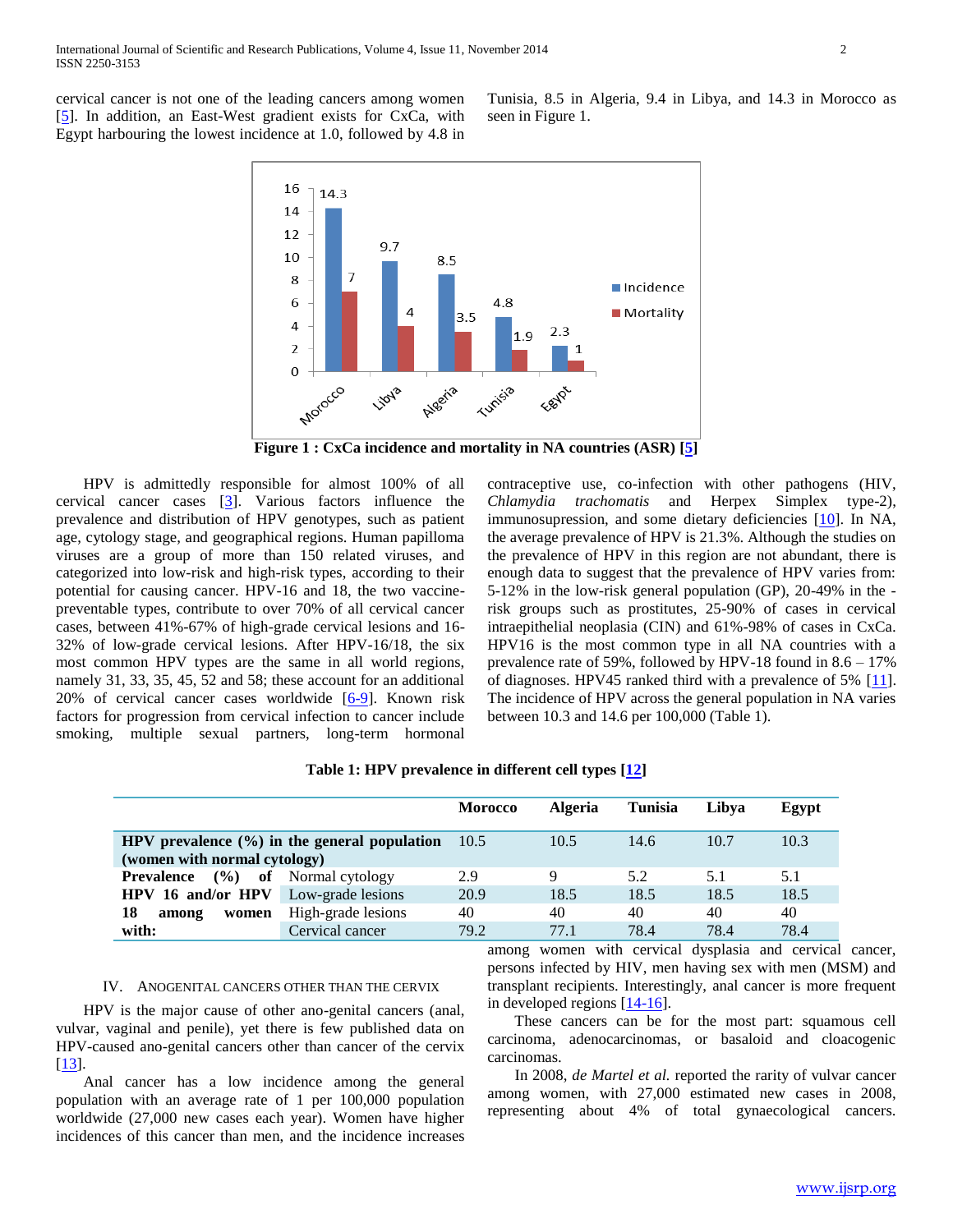cervical cancer is not one of the leading cancers among women [5]. In addition, an East-West gradient exists for CxCa, with Egypt harbouring the lowest incidence at 1.0, followed by 4.8 in Tunisia, 8.5 in Algeria, 9.4 in Libya, and 14.3 in Morocco as seen in Figure 1.

**Figure 1 : CxCa incidence and mortality in NA countries (ASR) [5]**

HPV is admittedly responsible for almost 100% of all cervical cancer cases [3]. Various factors influence the prevalence and distribution of HPV genotypes, such as patient age, cytology stage, and geographical regions. Human papilloma viruses are a group of more than 150 related viruses, and categorized into low-risk and high-risk types, according to their potential for causing cancer. HPV-16 and 18, the two vaccine-preventable types, contribute to over 70% of all cervical cancer cases, between 41%-67% of high-grade cervical lesions and 16-32% of low-grade cervical lesions. After HPV-16/18, the six most common HPV types are the same in all world regions, namely 31, 33, 35, 45, 52 and 58; these account for an additional 20% of cervical cancer cases worldwide [6-9]. Known risk factors for progression from cervical infection to cancer include smoking, multiple sexual partners, long-term hormonal contraceptive use, co-infection with other pathogens (HIV, *Chlamydia trachomatis* and Herpex Simplex type-2), immunosupression, and some dietary deficiencies [10]. In NA, the average prevalence of HPV is 21.3%. Although the studies on the prevalence of HPV in this region are not abundant, there is enough data to suggest that the prevalence of HPV varies from: 5-12% in the low-risk general population (GP), 20-49% in the -risk groups such as prostitutes, 25-90% of cases in cervical intraepithelial neoplasia (CIN) and 61%-98% of cases in CxCa. HPV16 is the most common type in all NA countries with a prevalence rate of 59%, followed by HPV-18 found in 8.6 – 17% of diagnoses. HPV45 ranked third with a prevalence of 5% [11]. The incidence of HPV across the general population in NA varies between 10.3 and 14.6 per 100,000 (Table 1).

**Table 1: HPV prevalence in different cell types [12]**

| | | Morocco | Algeria | Tunisia | Libya | Egypt |
|---|---|---|---|---|---|---|
| **HPV prevalence (%) in the general population (women with normal cytology)** | | 10.5 | 10.5 | 14.6 | 10.7 | 10.3 |
| **Prevalence (%) of HPV 16 and/or HPV 18 among women with:** | Normal cytology | 2.9 | 9 | 5.2 | 5.1 | 5.1 |
| | Low-grade lesions | 20.9 | 18.5 | 18.5 | 18.5 | 18.5 |
| | High-grade lesions | 40 | 40 | 40 | 40 | 40 |
| | Cervical cancer | 79.2 | 77.1 | 78.4 | 78.4 | 78.4 |

## IV. Anogenital Cancers Other Than the Cervix

HPV is the major cause of other ano-genital cancers (anal, vulvar, vaginal and penile), yet there is few published data on HPV-caused ano-genital cancers other than cancer of the cervix [13].

Anal cancer has a low incidence among the general population with an average rate of 1 per 100,000 population worldwide (27,000 new cases each year). Women have higher incidences of this cancer than men, and the incidence increases among women with cervical dysplasia and cervical cancer, persons infected by HIV, men having sex with men (MSM) and transplant recipients. Interestingly, anal cancer is more frequent in developed regions [14-16].

These cancers can be for the most part: squamous cell carcinoma, adenocarcinomas, or basaloid and cloacogenic carcinomas.

In 2008, *de Martel et al.* reported the rarity of vulvar cancer among women, with 27,000 estimated new cases in 2008, representing about 4% of total gynaecological cancers.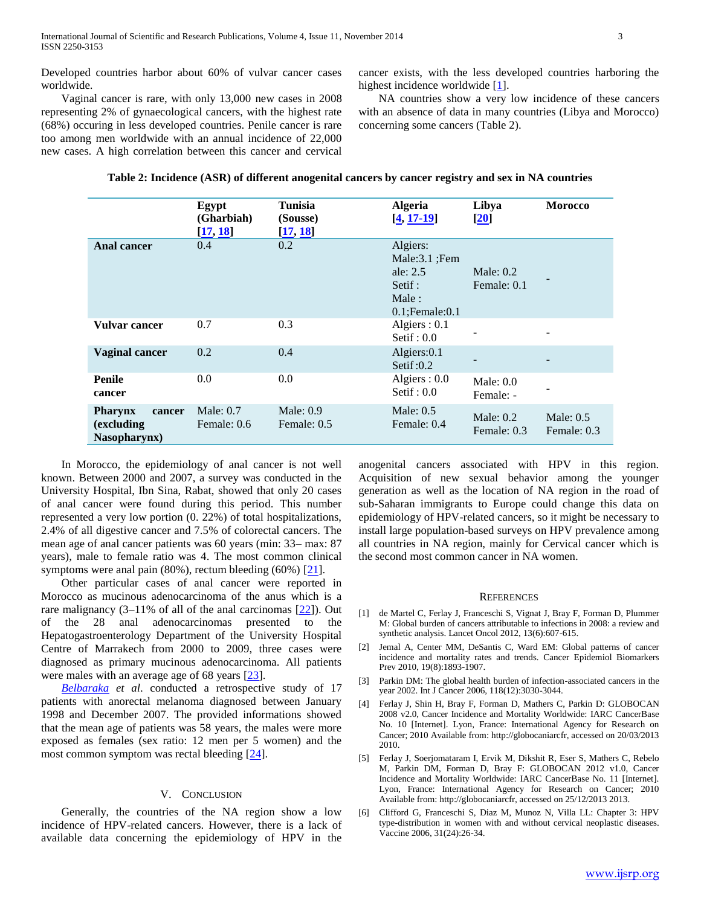Developed countries harbor about 60% of vulvar cancer cases worldwide.

Vaginal cancer is rare, with only 13,000 new cases in 2008 representing 2% of gynaecological cancers, with the highest rate (68%) occuring in less developed countries. Penile cancer is rare too among men worldwide with an annual incidence of 22,000 new cases. A high correlation between this cancer and cervical cancer exists, with the less developed countries harboring the highest incidence worldwide [1].

NA countries show a very low incidence of these cancers with an absence of data in many countries (Libya and Morocco) concerning some cancers (Table 2).

**Table 2: Incidence (ASR) of different anogenital cancers by cancer registry and sex in NA countries**

| | Egypt (Ghartbiah) [17, 18] | Tunisia (Sousse) [17, 18] | Algeria [4, 17-19] | Libya [20] | Morocco |
|---|---|---|---|---|---|
| **Anal cancer** | 0.4 | 0.2 | Algiers: Male:3.1 ;Female: 2.5 Setif : Male : 0.1;Female:0.1 | Male: 0.2 Female: 0.1 | - |
| **Vulvar cancer** | 0.7 | 0.3 | Algiers : 0.1 Setif : 0.0 | - | - |
| **Vaginal cancer** | 0.2 | 0.4 | Algiers:0.1 Setif :0.2 | - | - |
| **Penile cancer** | 0.0 | 0.0 | Algiers : 0.0 Setif : 0.0 | Male: 0.0 Female: - | - |
| **Pharynx cancer (excluding Nasopharynx)** | Male: 0.7 Female: 0.6 | Male: 0.9 Female: 0.5 | Male: 0.5 Female: 0.4 | Male: 0.2 Female: 0.3 | Male: 0.5 Female: 0.3 |

In Morocco, the epidemiology of anal cancer is not well known. Between 2000 and 2007, a survey was conducted in the University Hospital, Ibn Sina, Rabat, showed that only 20 cases of anal cancer were found during this period. This number represented a very low portion (0. 22%) of total hospitalizations, 2.4% of all digestive cancer and 7.5% of colorectal cancers. The mean age of anal cancer patients was 60 years (min: 33– max: 87 years), male to female ratio was 4. The most common clinical symptoms were anal pain (80%), rectum bleeding (60%) [21].

Other particular cases of anal cancer were reported in Morocco as mucinous adenocarcinoma of the anus which is a rare malignancy (3–11% of all of the anal carcinomas [22]). Out of the 28 anal adenocarcinomas presented to the Hepatogastroenterology Department of the University Hospital Centre of Marrakech from 2000 to 2009, three cases were diagnosed as primary mucinous adenocarcinoma. All patients were males with an average age of 68 years [23].

*Belbaraka et al*. conducted a retrospective study of 17 patients with anorectal melanoma diagnosed between January 1998 and December 2007. The provided informations showed that the mean age of patients was 58 years, the males were more exposed as females (sex ratio: 12 men per 5 women) and the most common symptom was rectal bleeding [24].

## V. Conclusion

Generally, the countries of the NA region show a low incidence of HPV-related cancers. However, there is a lack of available data concerning the epidemiology of HPV in the anogenital cancers associated with HPV in this region. Acquisition of new sexual behavior among the younger generation as well as the location of NA region in the road of sub-Saharan immigrants to Europe could change this data on epidemiology of HPV-related cancers, so it might be necessary to install large population-based surveys on HPV prevalence among all countries in NA region, mainly for Cervical cancer which is the second most common cancer in NA women.

## References

[1] de Martel C, Ferlay J, Franceschi S, Vignat J, Bray F, Forman D, Plummer M: Global burden of cancers attributable to infections in 2008: a review and synthetic analysis. Lancet Oncol 2012, 13(6):607-615.

[2] Jemal A, Center MM, DeSantis C, Ward EM: Global patterns of cancer incidence and mortality rates and trends. Cancer Epidemiol Biomarkers Prev 2010, 19(8):1893-1907.

[3] Parkin DM: The global health burden of infection-associated cancers in the year 2002. Int J Cancer 2006, 118(12):3030-3044.

[4] Ferlay J, Shin H, Bray F, Forman D, Mathers C, Parkin D: GLOBOCAN 2008 v2.0, Cancer Incidence and Mortality Worldwide: IARC CancerBase No. 10 [Internet]. Lyon, France: International Agency for Research on Cancer; 2010 Available from: http://globocaniarcfr, accessed on 20/03/2013 2010.

[5] Ferlay J, Soerjomataram I, Ervik M, Dikshit R, Eser S, Mathers C, Rebelo M, Parkin DM, Forman D, Bray F: GLOBOCAN 2012 v1.0, Cancer Incidence and Mortality Worldwide: IARC CancerBase No. 11 [Internet]. Lyon, France: International Agency for Research on Cancer; 2010 Available from: http://globocaniarcfr, accessed on 25/12/2013 2013.

[6] Clifford G, Franceschi S, Diaz M, Munoz N, Villa LL: Chapter 3: HPV type-distribution in women with and without cervical neoplastic diseases. Vaccine 2006, 31(24):26-34.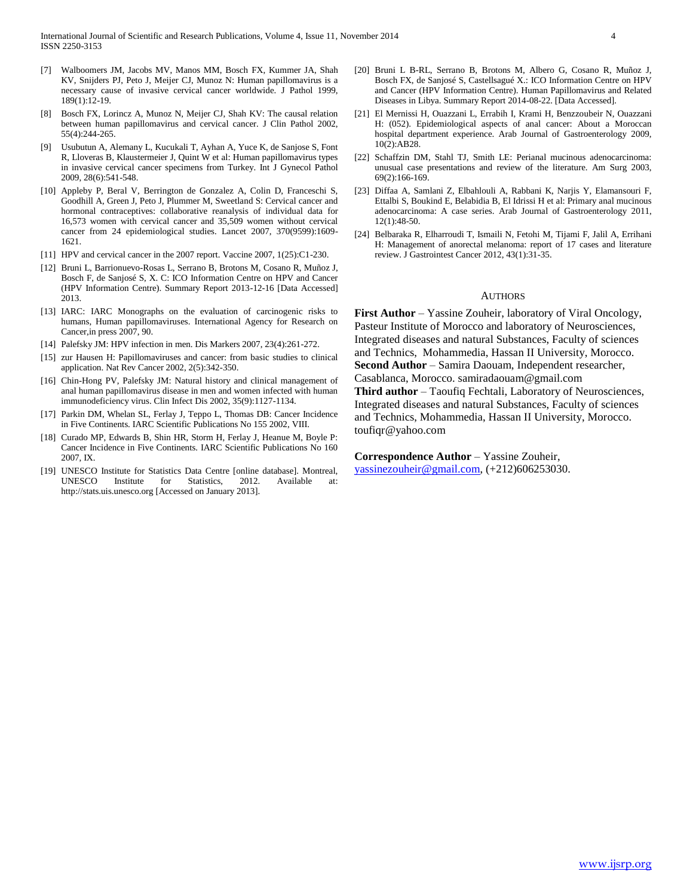[7] Walboomers JM, Jacobs MV, Manos MM, Bosch FX, Kummer JA, Shah KV, Snijders PJ, Peto J, Meijer CJ, Munoz N: Human papillomavirus is a necessary cause of invasive cervical cancer worldwide. J Pathol 1999, 189(1):12-19.

[8] Bosch FX, Lorincz A, Munoz N, Meijer CJ, Shah KV: The causal relation between human papillomavirus and cervical cancer. J Clin Pathol 2002, 55(4):244-265.

[9] Usubutun A, Alemany L, Kucukali T, Ayhan A, Yuce K, de Sanjose S, Font R, Lloveras B, Klaustermeier J, Quint W et al: Human papillomavirus types in invasive cervical cancer specimens from Turkey. Int J Gynecol Pathol 2009, 28(6):541-548.

[10] Appleby P, Beral V, Berrington de Gonzalez A, Colin D, Franceschi S, Goodhill A, Green J, Peto J, Plummer M, Sweetland S: Cervical cancer and hormonal contraceptives: collaborative reanalysis of individual data for 16,573 women with cervical cancer and 35,509 women without cervical cancer from 24 epidemiological studies. Lancet 2007, 370(9599):1609-1621.

[11] HPV and cervical cancer in the 2007 report. Vaccine 2007, 1(25):C1-230.

[12] Bruni L, Barrionuevo-Rosas L, Serrano B, Brotons M, Cosano R, Muñoz J, Bosch F, de Sanjosé S, X. C: ICO Information Centre on HPV and Cancer (HPV Information Centre). Summary Report 2013-12-16 [Data Accessed] 2013.

[13] IARC: IARC Monographs on the evaluation of carcinogenic risks to humans, Human papillomaviruses. International Agency for Research on Cancer,in press 2007, 90.

[14] Palefsky JM: HPV infection in men. Dis Markers 2007, 23(4):261-272.

[15] zur Hausen H: Papillomaviruses and cancer: from basic studies to clinical application. Nat Rev Cancer 2002, 2(5):342-350.

[16] Chin-Hong PV, Palefsky JM: Natural history and clinical management of anal human papillomavirus disease in men and women infected with human immunodeficiency virus. Clin Infect Dis 2002, 35(9):1127-1134.

[17] Parkin DM, Whelan SL, Ferlay J, Teppo L, Thomas DB: Cancer Incidence in Five Continents. IARC Scientific Publications No 155 2002, VIII.

[18] Curado MP, Edwards B, Shin HR, Storm H, Ferlay J, Heanue M, Boyle P: Cancer Incidence in Five Continents. IARC Scientific Publications No 160 2007, IX.

[19] UNESCO Institute for Statistics Data Centre [online database]. Montreal, UNESCO Institute for Statistics, 2012. Available at: http://stats.uis.unesco.org [Accessed on January 2013].

[20] Bruni L B-RL, Serrano B, Brotons M, Albero G, Cosano R, Muñoz J, Bosch FX, de Sanjosé S, Castellsagué X.: ICO Information Centre on HPV and Cancer (HPV Information Centre). Human Papillomavirus and Related Diseases in Libya. Summary Report 2014-08-22. [Data Accessed].

[21] El Mernissi H, Ouazzani L, Errabih I, Krami H, Benzzoubeir N, Ouazzani H: (052). Epidemiological aspects of anal cancer: About a Moroccan hospital department experience. Arab Journal of Gastroenterology 2009, 10(2):AB28.

[22] Schaffzin DM, Stahl TJ, Smith LE: Perianal mucinous adenocarcinoma: unusual case presentations and review of the literature. Am Surg 2003, 69(2):166-169.

[23] Diffaa A, Samlani Z, Elbahlouli A, Rabbani K, Narjis Y, Elamansouri F, Ettalbi S, Boukind E, Belabidia B, El Idrissi H et al: Primary anal mucinous adenocarcinoma: A case series. Arab Journal of Gastroenterology 2011, 12(1):48-50.

[24] Belbaraka R, Elharroudi T, Ismaili N, Fetohi M, Tijami F, Jalil A, Errihani H: Management of anorectal melanoma: report of 17 cases and literature review. J Gastrointest Cancer 2012, 43(1):31-35.

## Authors

**First Author** – Yassine Zouheir, laboratory of Viral Oncology, Pasteur Institute of Morocco and laboratory of Neurosciences, Integrated diseases and natural Substances, Faculty of sciences and Technics, Mohammedia, Hassan II University, Morocco.

**Second Author** – Samira Daouam, Independent researcher, Casablanca, Morocco. samiradaouam@gmail.com

**Third author** – Taoufiq Fechtali, Laboratory of Neurosciences, Integrated diseases and natural Substances, Faculty of sciences and Technics, Mohammedia, Hassan II University, Morocco. toufiqr@yahoo.com

**Correspondence Author** – Yassine Zouheir, yassinezouheir@gmail.com, (+212)606253030.